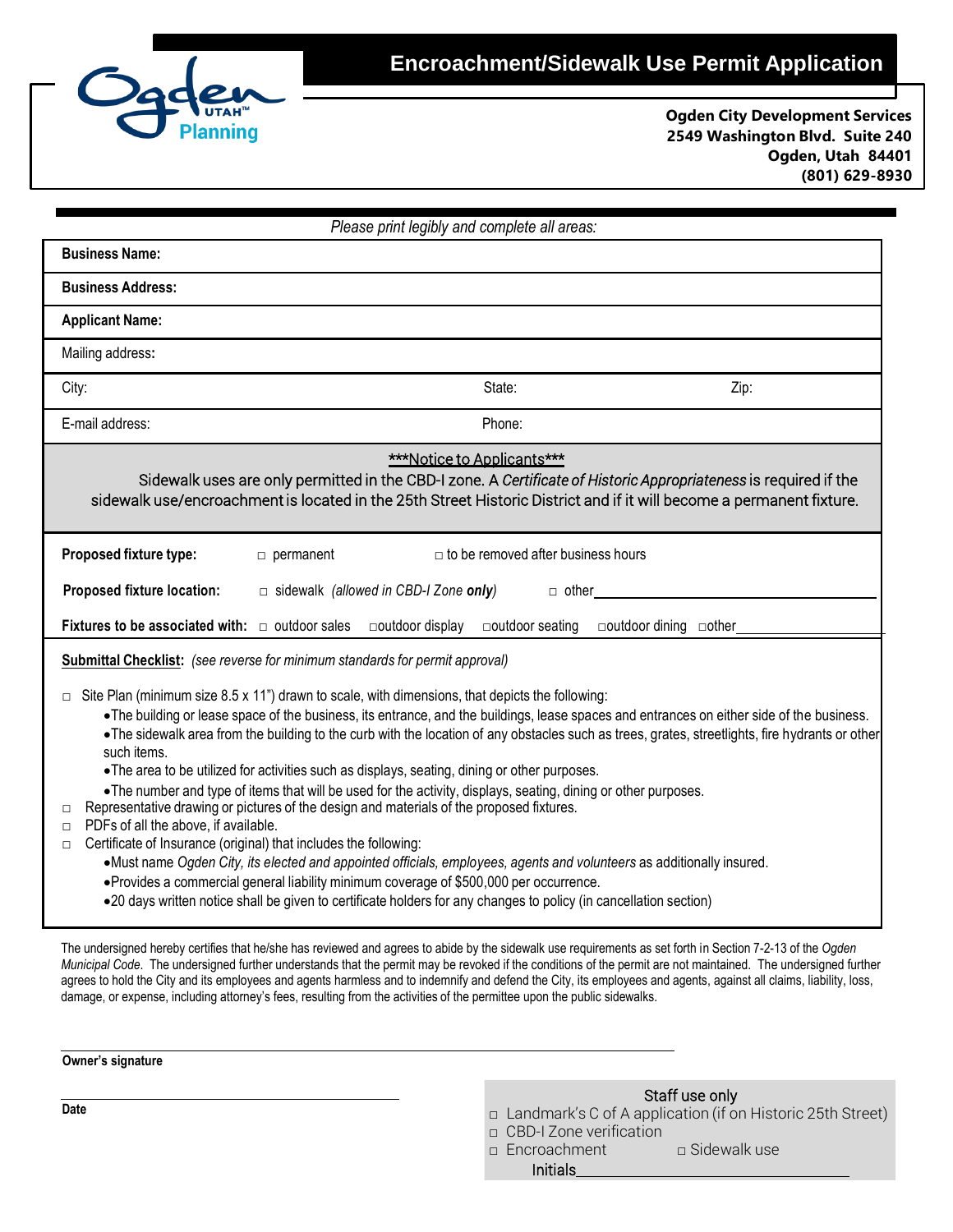# Encroachment/Sidewalk Use Permit Application

**Ogden City Development Services**
**2549 Washington Blvd. Suite 240**
**Ogden, Utah 84401**
**(801) 629-8930**

*Please print legibly and complete all areas:*

**Business Name:**

**Business Address:**

**Applicant Name:**

Mailing address**:**

| City: | State: | Zip: |
|---|---|---|

| E-mail address: | Phone: |
|---|---|

***Notice to Applicants***

Sidewalk uses are only permitted in the CBD-I zone. A *Certificate of Historic Appropriateness* is required if the sidewalk use/encroachment is located in the 25th Street Historic District and if it will become a permanent fixture.

**Proposed fixture type:** □ permanent □ to be removed after business hours

**Proposed fixture location:** □ sidewalk *(allowed in CBD-I Zone **only**)* □ other\_\_\_\_\_\_\_\_\_\_\_\_\_\_\_\_\_\_\_\_

**Fixtures to be associated with:** □ outdoor sales □outdoor display □outdoor seating □outdoor dining □other\_\_\_\_\_\_\_\_\_\_\_\_

**Submittal Checklist:** *(see reverse for minimum standards for permit approval)*

□ Site Plan (minimum size 8.5 x 11") drawn to scale, with dimensions, that depicts the following:
- The building or lease space of the business, its entrance, and the buildings, lease spaces and entrances on either side of the business.
- The sidewalk area from the building to the curb with the location of any obstacles such as trees, grates, streetlights, fire hydrants or other such items.
- The area to be utilized for activities such as displays, seating, dining or other purposes.
- The number and type of items that will be used for the activity, displays, seating, dining or other purposes.

□ Representative drawing or pictures of the design and materials of the proposed fixtures.

□ PDFs of all the above, if available.

□ Certificate of Insurance (original) that includes the following:
- Must name *Ogden City, its elected and appointed officials, employees, agents and volunteers* as additionally insured.
- Provides a commercial general liability minimum coverage of $500,000 per occurrence.
- 20 days written notice shall be given to certificate holders for any changes to policy (in cancellation section)

The undersigned hereby certifies that he/she has reviewed and agrees to abide by the sidewalk use requirements as set forth in Section 7-2-13 of the *Ogden Municipal Code*. The undersigned further understands that the permit may be revoked if the conditions of the permit are not maintained. The undersigned further agrees to hold the City and its employees and agents harmless and to indemnify and defend the City, its employees and agents, against all claims, liability, loss, damage, or expense, including attorney's fees, resulting from the activities of the permittee upon the public sidewalks.

\_\_\_\_\_\_\_\_\_\_\_\_\_\_\_\_\_\_\_\_\_\_\_\_\_\_\_\_\_\_\_\_\_\_\_\_\_\_\_\_
**Owner's signature**

\_\_\_\_\_\_\_\_\_\_\_\_\_\_\_\_\_\_\_\_\_\_\_\_\_\_
**Date**

Staff use only

□ Landmark's C of A application (if on Historic 25th Street)
□ CBD-I Zone verification
□ Encroachment □ Sidewalk use

Initials\_\_\_\_\_\_\_\_\_\_\_\_\_\_\_\_\_\_\_\_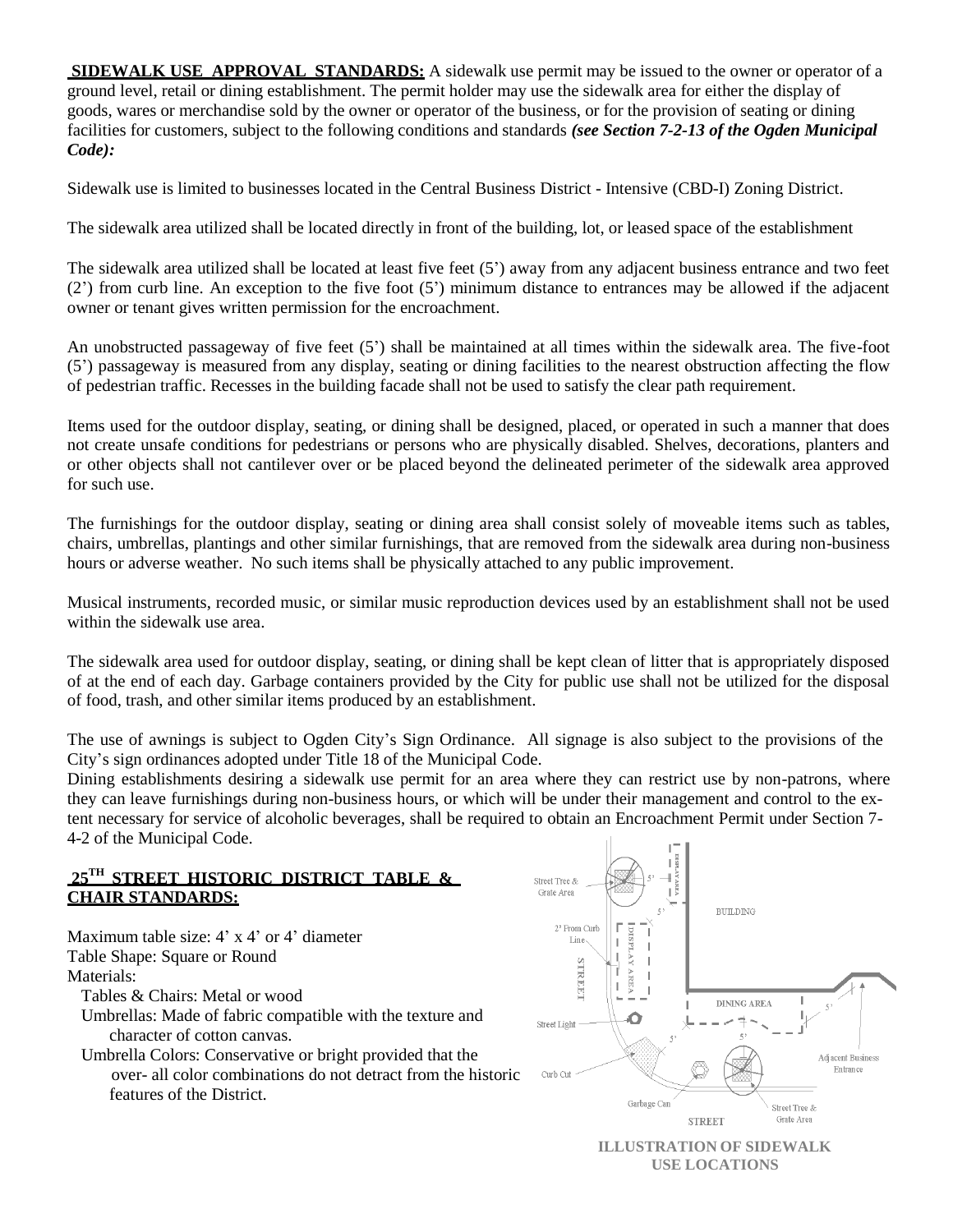**SIDEWALK USE APPROVAL STANDARDS:** A sidewalk use permit may be issued to the owner or operator of a ground level, retail or dining establishment. The permit holder may use the sidewalk area for either the display of goods, wares or merchandise sold by the owner or operator of the business, or for the provision of seating or dining facilities for customers, subject to the following conditions and standards ***(see Section 7-2-13 of the Ogden Municipal Code):***

Sidewalk use is limited to businesses located in the Central Business District - Intensive (CBD-I) Zoning District.

The sidewalk area utilized shall be located directly in front of the building, lot, or leased space of the establishment

The sidewalk area utilized shall be located at least five feet (5') away from any adjacent business entrance and two feet (2') from curb line. An exception to the five foot (5') minimum distance to entrances may be allowed if the adjacent owner or tenant gives written permission for the encroachment.

An unobstructed passageway of five feet (5') shall be maintained at all times within the sidewalk area. The five-foot (5') passageway is measured from any display, seating or dining facilities to the nearest obstruction affecting the flow of pedestrian traffic. Recesses in the building facade shall not be used to satisfy the clear path requirement.

Items used for the outdoor display, seating, or dining shall be designed, placed, or operated in such a manner that does not create unsafe conditions for pedestrians or persons who are physically disabled. Shelves, decorations, planters and or other objects shall not cantilever over or be placed beyond the delineated perimeter of the sidewalk area approved for such use.

The furnishings for the outdoor display, seating or dining area shall consist solely of moveable items such as tables, chairs, umbrellas, plantings and other similar furnishings, that are removed from the sidewalk area during non-business hours or adverse weather. No such items shall be physically attached to any public improvement.

Musical instruments, recorded music, or similar music reproduction devices used by an establishment shall not be used within the sidewalk use area.

The sidewalk area used for outdoor display, seating, or dining shall be kept clean of litter that is appropriately disposed of at the end of each day. Garbage containers provided by the City for public use shall not be utilized for the disposal of food, trash, and other similar items produced by an establishment.

The use of awnings is subject to Ogden City's Sign Ordinance. All signage is also subject to the provisions of the City's sign ordinances adopted under Title 18 of the Municipal Code.

Dining establishments desiring a sidewalk use permit for an area where they can restrict use by non-patrons, where they can leave furnishings during non-business hours, or which will be under their management and control to the extent necessary for service of alcoholic beverages, shall be required to obtain an Encroachment Permit under Section 7-4-2 of the Municipal Code.

**25TH STREET HISTORIC DISTRICT TABLE & CHAIR STANDARDS:**

Maximum table size: 4' x 4' or 4' diameter
Table Shape: Square or Round
Materials:
- Tables & Chairs: Metal or wood
- Umbrellas: Made of fabric compatible with the texture and character of cotton canvas.
- Umbrella Colors: Conservative or bright provided that the over- all color combinations do not detract from the historic features of the District.

Street Tree & Grate Area
5'
DISPLAY AREA
5'
BUILDING
2' From Curb Line
DISPLAY AREA
STREET
DINING AREA
5'
Street Light
5'
5'
Adjacent Business Entrance
Curb Cut
Garbage Can
Street Tree & Grate Area
STREET

**ILLUSTRATION OF SIDEWALK USE LOCATIONS**